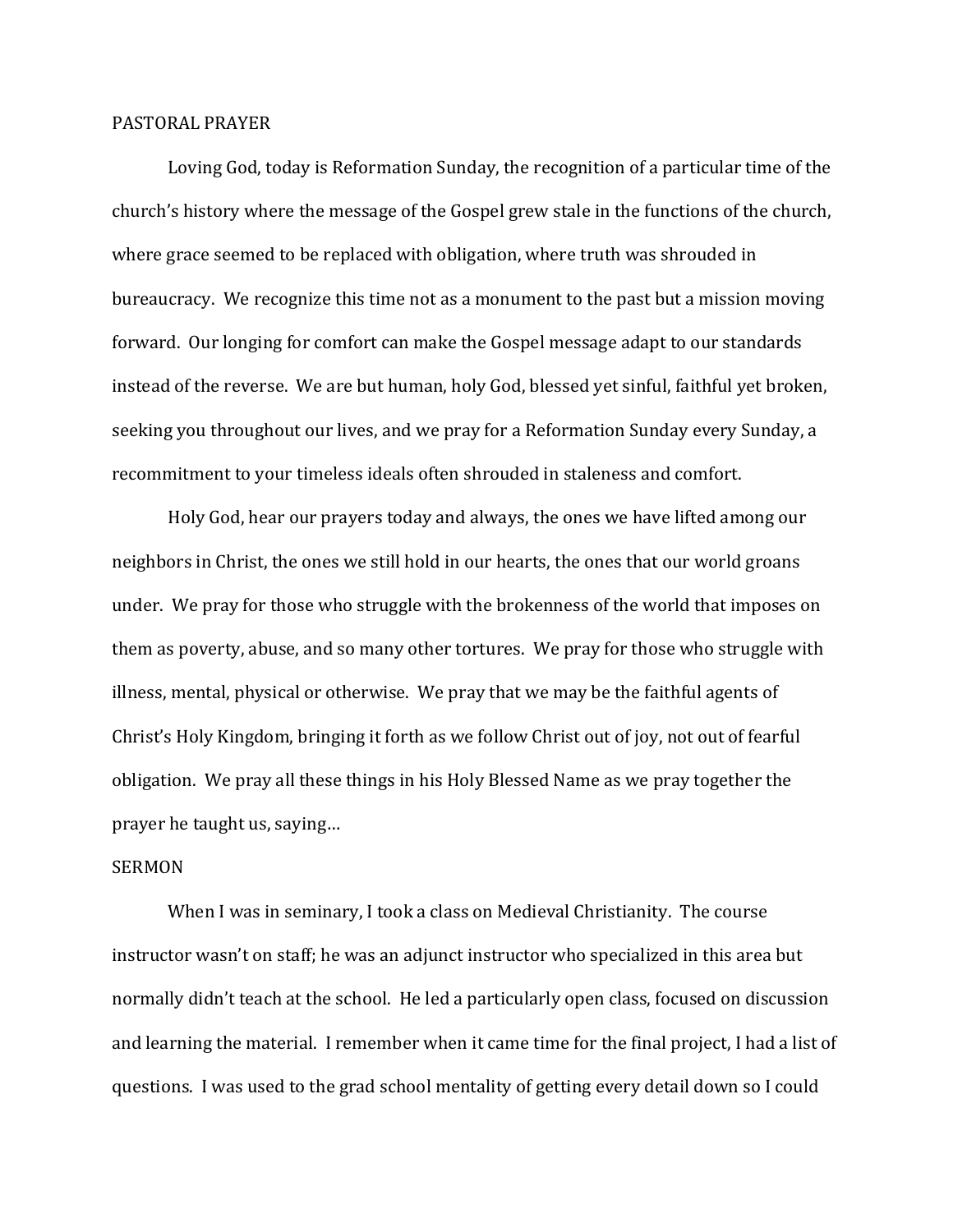## PASTORAL PRAYER

Loving God, today is Reformation Sunday, the recognition of a particular time of the church's history where the message of the Gospel grew stale in the functions of the church, where grace seemed to be replaced with obligation, where truth was shrouded in bureaucracy. We recognize this time not as a monument to the past but a mission moving forward. Our longing for comfort can make the Gospel message adapt to our standards instead of the reverse. We are but human, holy God, blessed yet sinful, faithful yet broken, seeking you throughout our lives, and we pray for a Reformation Sunday every Sunday, a recommitment to your timeless ideals often shrouded in staleness and comfort.

Holy God, hear our prayers today and always, the ones we have lifted among our neighbors in Christ, the ones we still hold in our hearts, the ones that our world groans under. We pray for those who struggle with the brokenness of the world that imposes on them as poverty, abuse, and so many other tortures. We pray for those who struggle with illness, mental, physical or otherwise. We pray that we may be the faithful agents of Christ's Holy Kingdom, bringing it forth as we follow Christ out of joy, not out of fearful obligation. We pray all these things in his Holy Blessed Name as we pray together the prayer he taught us, saying…

## SERMON

When I was in seminary, I took a class on Medieval Christianity. The course instructor wasn't on staff; he was an adjunct instructor who specialized in this area but normally didn't teach at the school. He led a particularly open class, focused on discussion and learning the material. I remember when it came time for the final project, I had a list of questions. I was used to the grad school mentality of getting every detail down so I could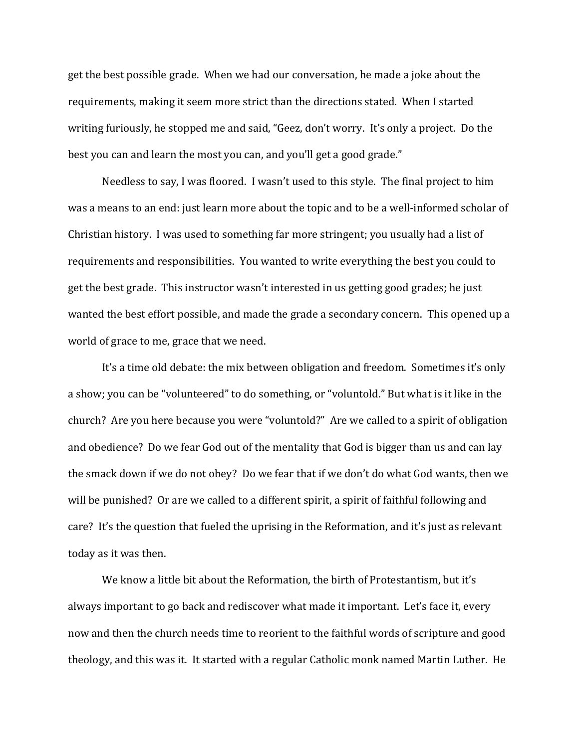get the best possible grade. When we had our conversation, he made a joke about the requirements, making it seem more strict than the directions stated. When I started writing furiously, he stopped me and said, "Geez, don't worry. It's only a project. Do the best you can and learn the most you can, and you'll get a good grade."

Needless to say, I was floored. I wasn't used to this style. The final project to him was a means to an end: just learn more about the topic and to be a well-informed scholar of Christian history. I was used to something far more stringent; you usually had a list of requirements and responsibilities. You wanted to write everything the best you could to get the best grade. This instructor wasn't interested in us getting good grades; he just wanted the best effort possible, and made the grade a secondary concern. This opened up a world of grace to me, grace that we need.

It's a time old debate: the mix between obligation and freedom. Sometimes it's only a show; you can be "volunteered" to do something, or "voluntold." But what is it like in the church? Are you here because you were "voluntold?" Are we called to a spirit of obligation and obedience? Do we fear God out of the mentality that God is bigger than us and can lay the smack down if we do not obey? Do we fear that if we don't do what God wants, then we will be punished? Or are we called to a different spirit, a spirit of faithful following and care? It's the question that fueled the uprising in the Reformation, and it's just as relevant today as it was then.

We know a little bit about the Reformation, the birth of Protestantism, but it's always important to go back and rediscover what made it important. Let's face it, every now and then the church needs time to reorient to the faithful words of scripture and good theology, and this was it. It started with a regular Catholic monk named Martin Luther. He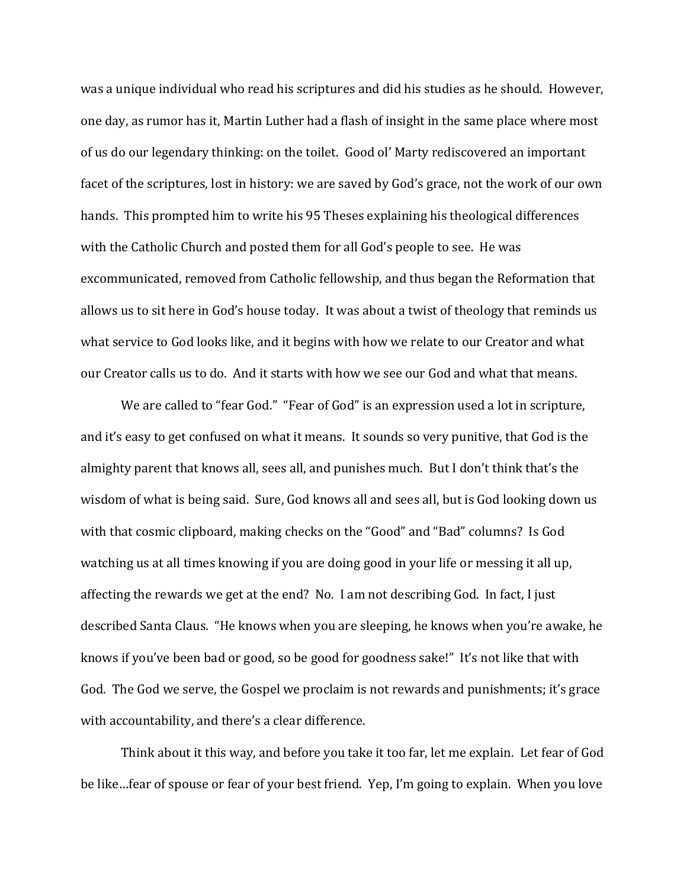was a unique individual who read his scriptures and did his studies as he should. However, one day, as rumor has it, Martin Luther had a flash of insight in the same place where most of us do our legendary thinking: on the toilet. Good ol' Marty rediscovered an important facet of the scriptures, lost in history: we are saved by God's grace, not the work of our own hands. This prompted him to write his 95 Theses explaining his theological differences with the Catholic Church and posted them for all God's people to see. He was excommunicated, removed from Catholic fellowship, and thus began the Reformation that allows us to sit here in God's house today. It was about a twist of theology that reminds us what service to God looks like, and it begins with how we relate to our Creator and what our Creator calls us to do. And it starts with how we see our God and what that means.

We are called to "fear God." "Fear of God" is an expression used a lot in scripture, and it's easy to get confused on what it means. It sounds so very punitive, that God is the almighty parent that knows all, sees all, and punishes much. But I don't think that's the wisdom of what is being said. Sure, God knows all and sees all, but is God looking down us with that cosmic clipboard, making checks on the "Good" and "Bad" columns? Is God watching us at all times knowing if you are doing good in your life or messing it all up, affecting the rewards we get at the end? No. I am not describing God. In fact, I just described Santa Claus. "He knows when you are sleeping, he knows when you're awake, he knows if you've been bad or good, so be good for goodness sake!" It's not like that with God. The God we serve, the Gospel we proclaim is not rewards and punishments; it's grace with accountability, and there's a clear difference.

Think about it this way, and before you take it too far, let me explain. Let fear of God be like…fear of spouse or fear of your best friend. Yep, I'm going to explain. When you love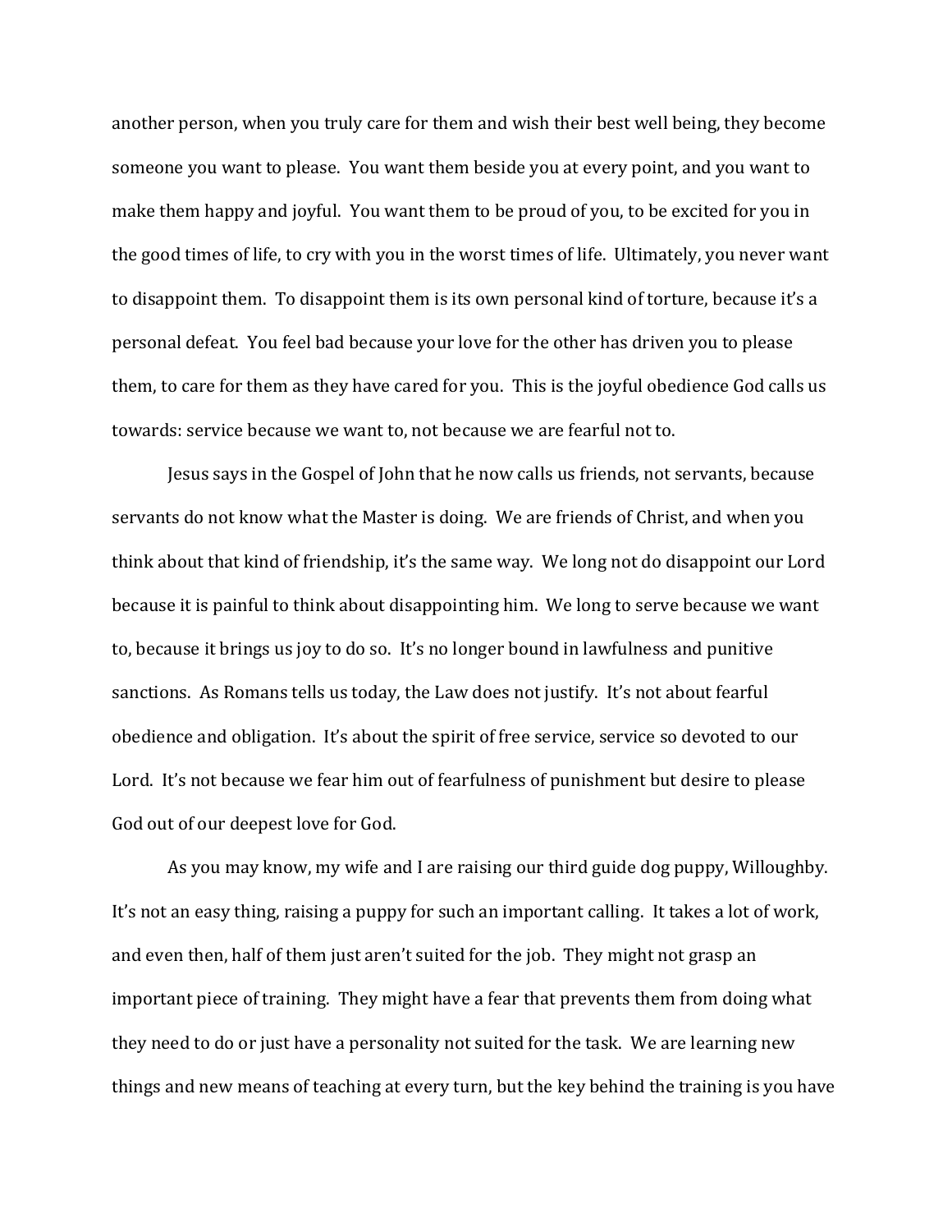another person, when you truly care for them and wish their best well being, they become someone you want to please. You want them beside you at every point, and you want to make them happy and joyful. You want them to be proud of you, to be excited for you in the good times of life, to cry with you in the worst times of life. Ultimately, you never want to disappoint them. To disappoint them is its own personal kind of torture, because it's a personal defeat. You feel bad because your love for the other has driven you to please them, to care for them as they have cared for you. This is the joyful obedience God calls us towards: service because we want to, not because we are fearful not to.

Jesus says in the Gospel of John that he now calls us friends, not servants, because servants do not know what the Master is doing. We are friends of Christ, and when you think about that kind of friendship, it's the same way. We long not do disappoint our Lord because it is painful to think about disappointing him. We long to serve because we want to, because it brings us joy to do so. It's no longer bound in lawfulness and punitive sanctions. As Romans tells us today, the Law does not justify. It's not about fearful obedience and obligation. It's about the spirit of free service, service so devoted to our Lord. It's not because we fear him out of fearfulness of punishment but desire to please God out of our deepest love for God.

As you may know, my wife and I are raising our third guide dog puppy, Willoughby. It's not an easy thing, raising a puppy for such an important calling. It takes a lot of work, and even then, half of them just aren't suited for the job. They might not grasp an important piece of training. They might have a fear that prevents them from doing what they need to do or just have a personality not suited for the task. We are learning new things and new means of teaching at every turn, but the key behind the training is you have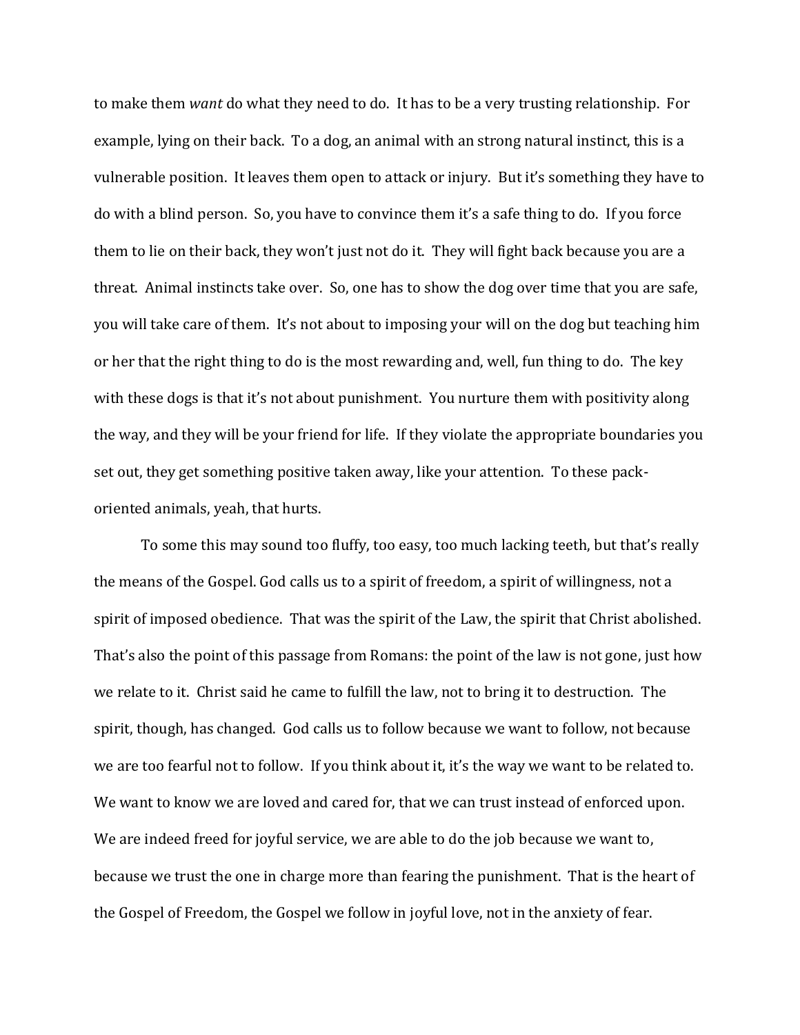to make them *want* do what they need to do. It has to be a very trusting relationship. For example, lying on their back. To a dog, an animal with an strong natural instinct, this is a vulnerable position. It leaves them open to attack or injury. But it's something they have to do with a blind person. So, you have to convince them it's a safe thing to do. If you force them to lie on their back, they won't just not do it. They will fight back because you are a threat. Animal instincts take over. So, one has to show the dog over time that you are safe, you will take care of them. It's not about to imposing your will on the dog but teaching him or her that the right thing to do is the most rewarding and, well, fun thing to do. The key with these dogs is that it's not about punishment. You nurture them with positivity along the way, and they will be your friend for life. If they violate the appropriate boundaries you set out, they get something positive taken away, like your attention. To these pack-oriented animals, yeah, that hurts.

To some this may sound too fluffy, too easy, too much lacking teeth, but that's really the means of the Gospel. God calls us to a spirit of freedom, a spirit of willingness, not a spirit of imposed obedience. That was the spirit of the Law, the spirit that Christ abolished. That's also the point of this passage from Romans: the point of the law is not gone, just how we relate to it. Christ said he came to fulfill the law, not to bring it to destruction. The spirit, though, has changed. God calls us to follow because we want to follow, not because we are too fearful not to follow. If you think about it, it's the way we want to be related to. We want to know we are loved and cared for, that we can trust instead of enforced upon. We are indeed freed for joyful service, we are able to do the job because we want to, because we trust the one in charge more than fearing the punishment. That is the heart of the Gospel of Freedom, the Gospel we follow in joyful love, not in the anxiety of fear.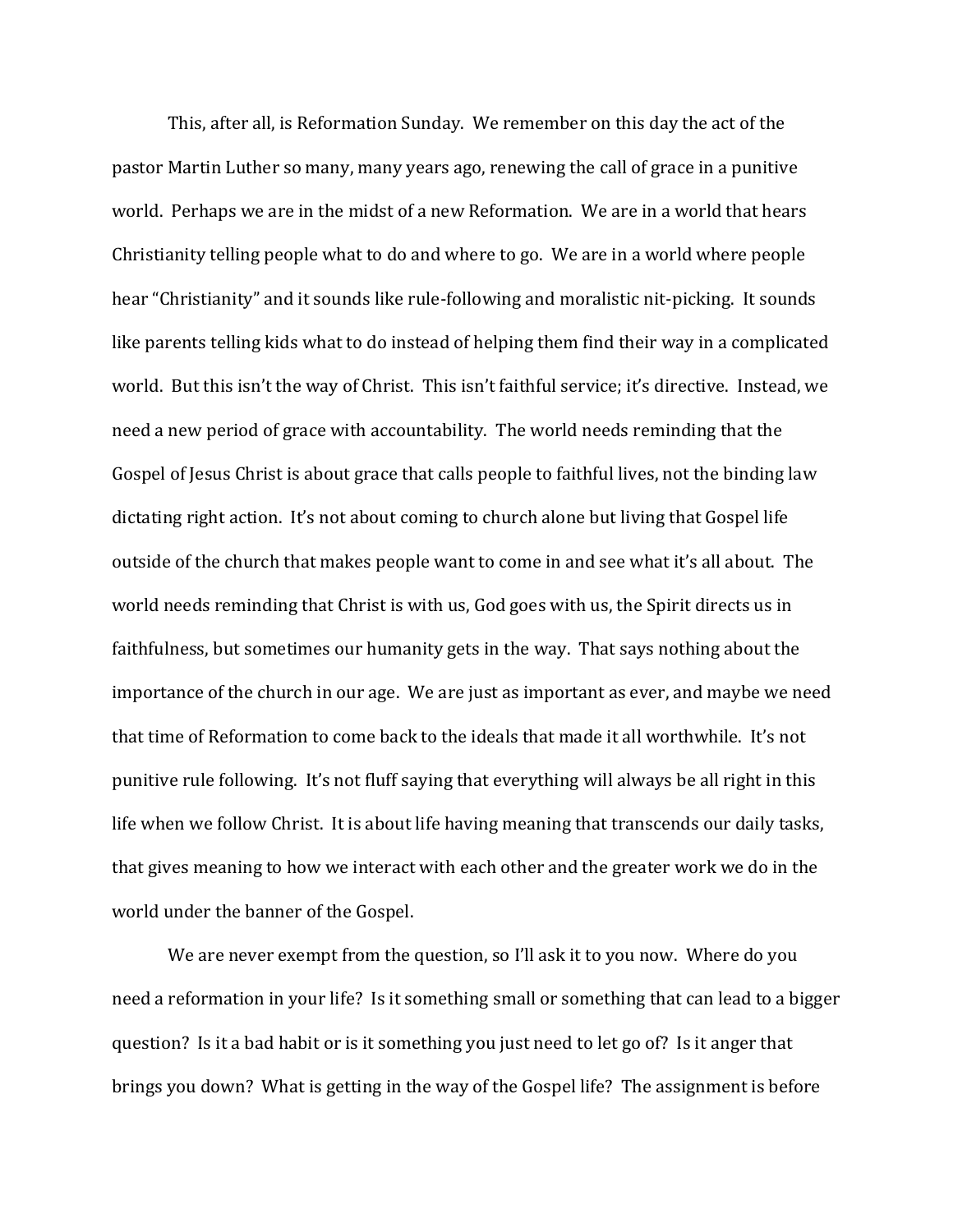This, after all, is Reformation Sunday. We remember on this day the act of the pastor Martin Luther so many, many years ago, renewing the call of grace in a punitive world. Perhaps we are in the midst of a new Reformation. We are in a world that hears Christianity telling people what to do and where to go. We are in a world where people hear "Christianity" and it sounds like rule-following and moralistic nit-picking. It sounds like parents telling kids what to do instead of helping them find their way in a complicated world. But this isn't the way of Christ. This isn't faithful service; it's directive. Instead, we need a new period of grace with accountability. The world needs reminding that the Gospel of Jesus Christ is about grace that calls people to faithful lives, not the binding law dictating right action. It's not about coming to church alone but living that Gospel life outside of the church that makes people want to come in and see what it's all about. The world needs reminding that Christ is with us, God goes with us, the Spirit directs us in faithfulness, but sometimes our humanity gets in the way. That says nothing about the importance of the church in our age. We are just as important as ever, and maybe we need that time of Reformation to come back to the ideals that made it all worthwhile. It's not punitive rule following. It's not fluff saying that everything will always be all right in this life when we follow Christ. It is about life having meaning that transcends our daily tasks, that gives meaning to how we interact with each other and the greater work we do in the world under the banner of the Gospel.

We are never exempt from the question, so I'll ask it to you now. Where do you need a reformation in your life? Is it something small or something that can lead to a bigger question? Is it a bad habit or is it something you just need to let go of? Is it anger that brings you down? What is getting in the way of the Gospel life? The assignment is before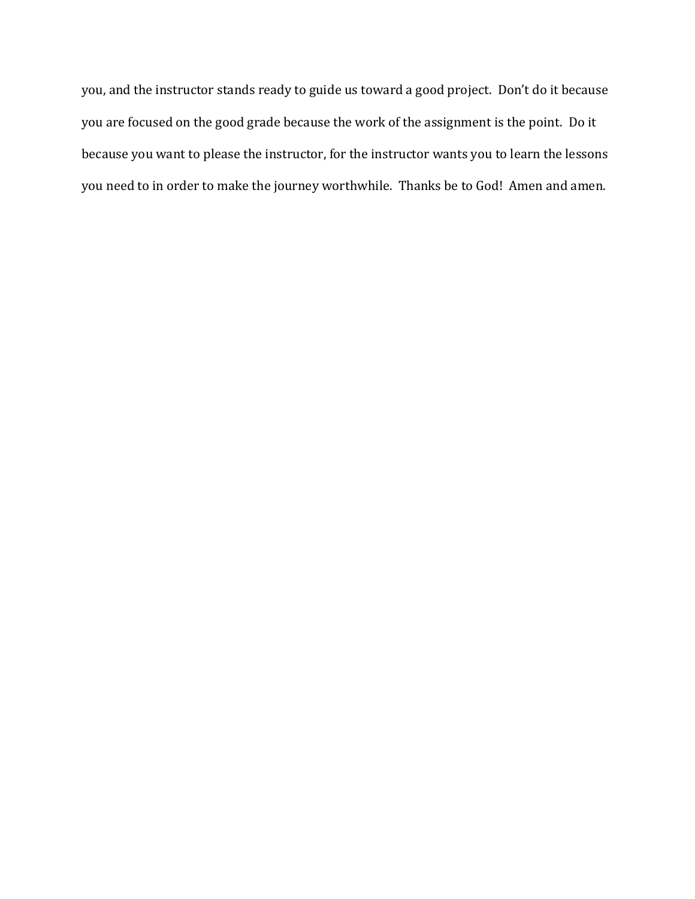you, and the instructor stands ready to guide us toward a good project. Don't do it because you are focused on the good grade because the work of the assignment is the point. Do it because you want to please the instructor, for the instructor wants you to learn the lessons you need to in order to make the journey worthwhile. Thanks be to God! Amen and amen.